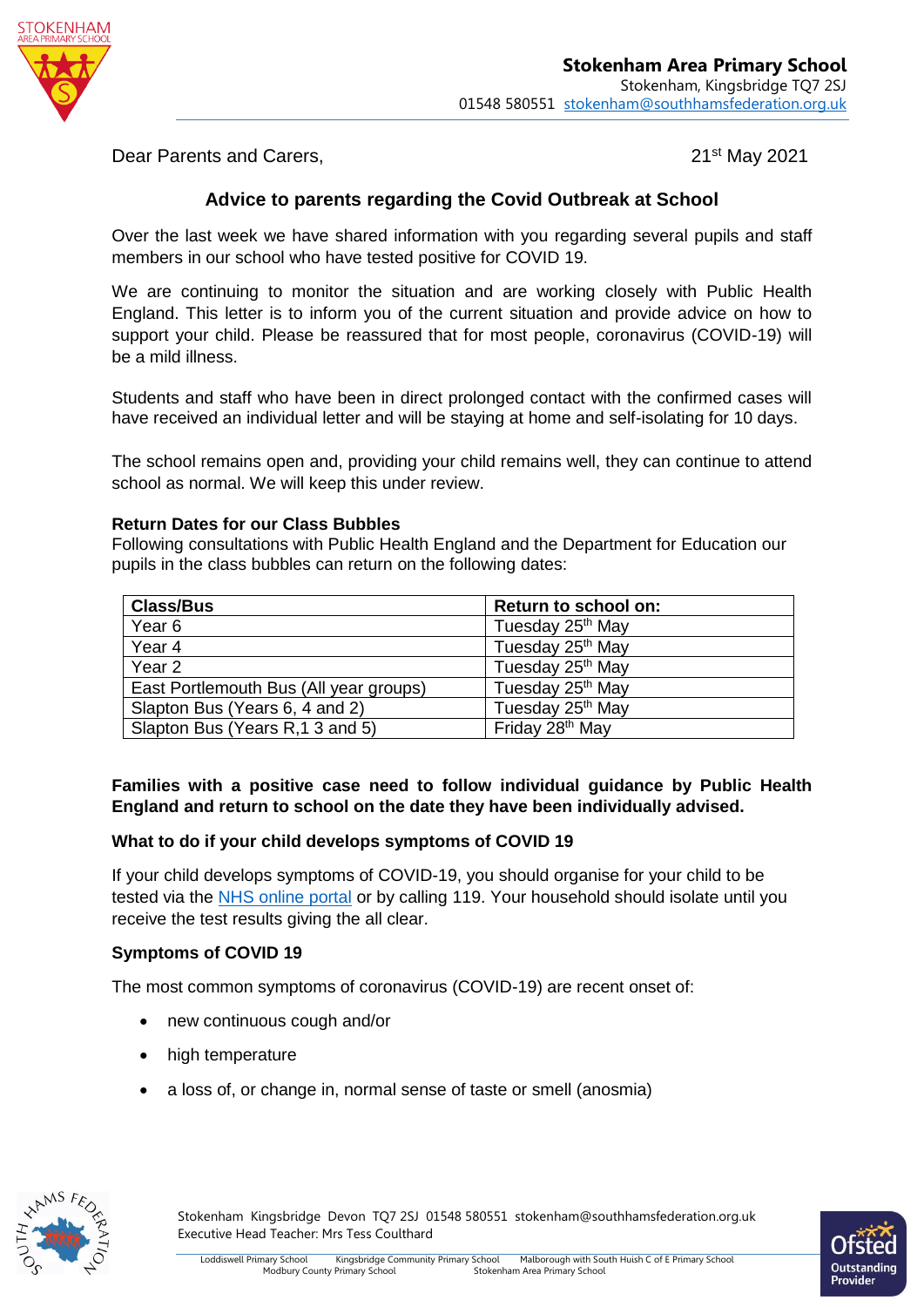**Stokenham Area Primary School**
Stokenham, Kingsbridge TQ7 2SJ
01548 580551 stokenham@southhamsfederation.org.uk

Dear Parents and Carers, 21st May 2021

## Advice to parents regarding the Covid Outbreak at School

Over the last week we have shared information with you regarding several pupils and staff members in our school who have tested positive for COVID 19.

We are continuing to monitor the situation and are working closely with Public Health England. This letter is to inform you of the current situation and provide advice on how to support your child. Please be reassured that for most people, coronavirus (COVID-19) will be a mild illness.

Students and staff who have been in direct prolonged contact with the confirmed cases will have received an individual letter and will be staying at home and self-isolating for 10 days.

The school remains open and, providing your child remains well, they can continue to attend school as normal. We will keep this under review.

### Return Dates for our Class Bubbles

Following consultations with Public Health England and the Department for Education our pupils in the class bubbles can return on the following dates:

| Class/Bus | Return to school on: |
|---|---|
| Year 6 | Tuesday 25th May |
| Year 4 | Tuesday 25th May |
| Year 2 | Tuesday 25th May |
| East Portlemouth Bus (All year groups) | Tuesday 25th May |
| Slapton Bus (Years 6, 4 and 2) | Tuesday 25th May |
| Slapton Bus (Years R,1 3 and 5) | Friday 28th May |

**Families with a positive case need to follow individual guidance by Public Health England and return to school on the date they have been individually advised.**

### What to do if your child develops symptoms of COVID 19

If your child develops symptoms of COVID-19, you should organise for your child to be tested via the NHS online portal or by calling 119. Your household should isolate until you receive the test results giving the all clear.

### Symptoms of COVID 19

The most common symptoms of coronavirus (COVID-19) are recent onset of:

- new continuous cough and/or
- high temperature
- a loss of, or change in, normal sense of taste or smell (anosmia)

Stokenham Kingsbridge Devon TQ7 2SJ 01548 580551 stokenham@southhamsfederation.org.uk
Executive Head Teacher: Mrs Tess Coulthard

Loddiswell Primary School Kingsbridge Community Primary School Malborough with South Huish C of E Primary School Modbury County Primary School Stokenham Area Primary School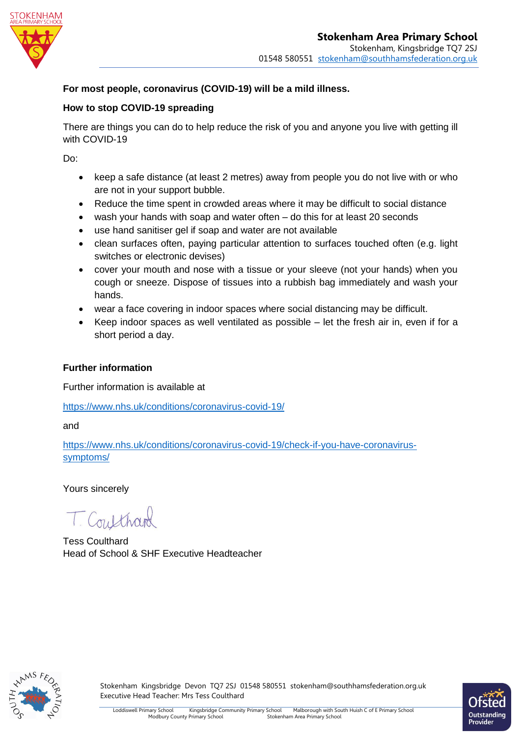**For most people, coronavirus (COVID-19) will be a mild illness.**

**How to stop COVID-19 spreading**

There are things you can do to help reduce the risk of you and anyone you live with getting ill with COVID-19

Do:

- keep a safe distance (at least 2 metres) away from people you do not live with or who are not in your support bubble.
- Reduce the time spent in crowded areas where it may be difficult to social distance
- wash your hands with soap and water often – do this for at least 20 seconds
- use hand sanitiser gel if soap and water are not available
- clean surfaces often, paying particular attention to surfaces touched often (e.g. light switches or electronic devises)
- cover your mouth and nose with a tissue or your sleeve (not your hands) when you cough or sneeze. Dispose of tissues into a rubbish bag immediately and wash your hands.
- wear a face covering in indoor spaces where social distancing may be difficult.
- Keep indoor spaces as well ventilated as possible – let the fresh air in, even if for a short period a day.

**Further information**

Further information is available at

https://www.nhs.uk/conditions/coronavirus-covid-19/

and

https://www.nhs.uk/conditions/coronavirus-covid-19/check-if-you-have-coronavirus-symptoms/

Yours sincerely

T. Coulthard

Tess Coulthard
Head of School & SHF Executive Headteacher